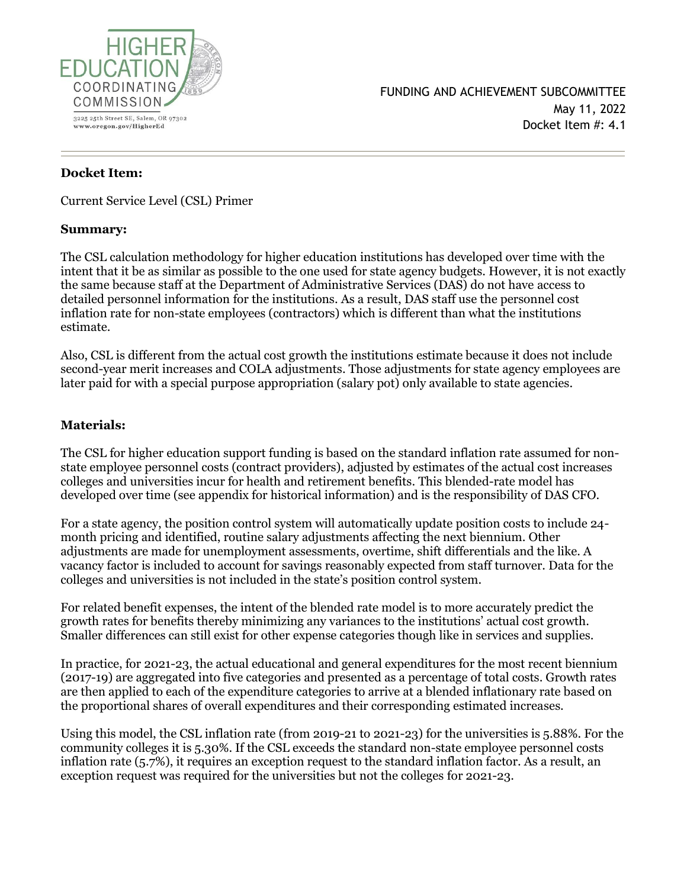HIGHER EDUCATION COORDINATING COMMISSION

3225 25th Street SE, Salem, OR 97302
www.oregon.gov/HigherEd

FUNDING AND ACHIEVEMENT SUBCOMMITTEE
May 11, 2022
Docket Item #: 4.1

---

**Docket Item:**

Current Service Level (CSL) Primer

**Summary:**

The CSL calculation methodology for higher education institutions has developed over time with the intent that it be as similar as possible to the one used for state agency budgets. However, it is not exactly the same because staff at the Department of Administrative Services (DAS) do not have access to detailed personnel information for the institutions. As a result, DAS staff use the personnel cost inflation rate for non-state employees (contractors) which is different than what the institutions estimate.

Also, CSL is different from the actual cost growth the institutions estimate because it does not include second-year merit increases and COLA adjustments. Those adjustments for state agency employees are later paid for with a special purpose appropriation (salary pot) only available to state agencies.

**Materials:**

The CSL for higher education support funding is based on the standard inflation rate assumed for non-state employee personnel costs (contract providers), adjusted by estimates of the actual cost increases colleges and universities incur for health and retirement benefits. This blended-rate model has developed over time (see appendix for historical information) and is the responsibility of DAS CFO.

For a state agency, the position control system will automatically update position costs to include 24-month pricing and identified, routine salary adjustments affecting the next biennium. Other adjustments are made for unemployment assessments, overtime, shift differentials and the like. A vacancy factor is included to account for savings reasonably expected from staff turnover. Data for the colleges and universities is not included in the state's position control system.

For related benefit expenses, the intent of the blended rate model is to more accurately predict the growth rates for benefits thereby minimizing any variances to the institutions' actual cost growth. Smaller differences can still exist for other expense categories though like in services and supplies.

In practice, for 2021-23, the actual educational and general expenditures for the most recent biennium (2017-19) are aggregated into five categories and presented as a percentage of total costs. Growth rates are then applied to each of the expenditure categories to arrive at a blended inflationary rate based on the proportional shares of overall expenditures and their corresponding estimated increases.

Using this model, the CSL inflation rate (from 2019-21 to 2021-23) for the universities is 5.88%. For the community colleges it is 5.30%. If the CSL exceeds the standard non-state employee personnel costs inflation rate (5.7%), it requires an exception request to the standard inflation factor. As a result, an exception request was required for the universities but not the colleges for 2021-23.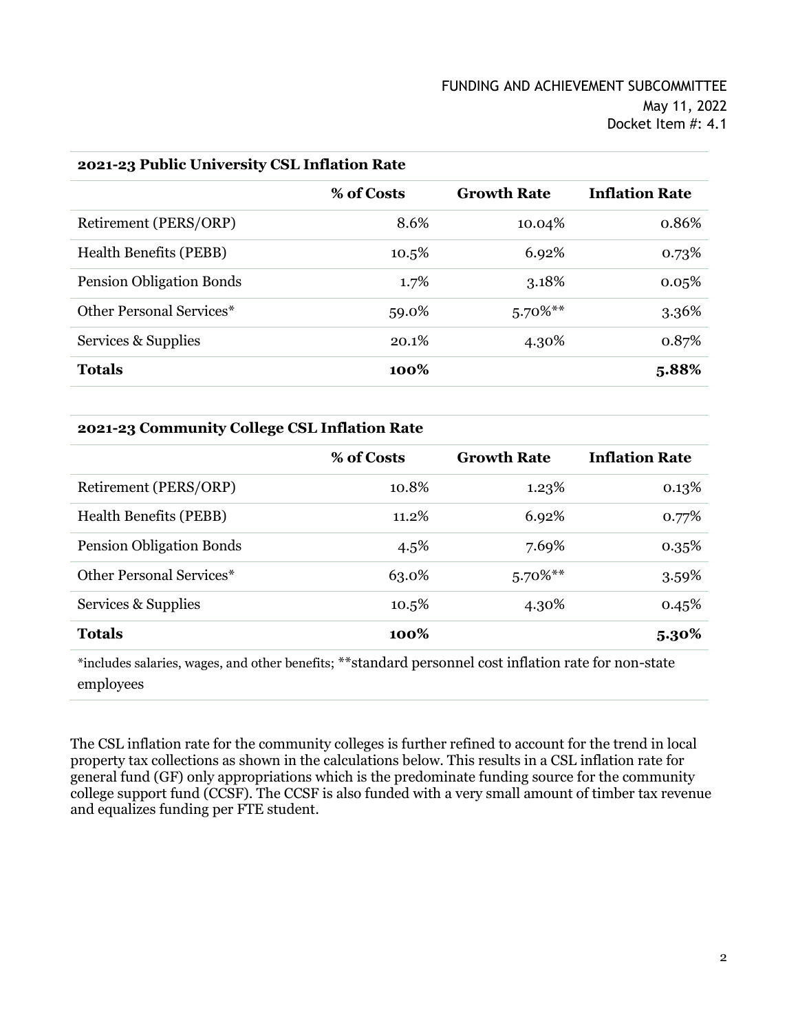FUNDING AND ACHIEVEMENT SUBCOMMITTEE
May 11, 2022
Docket Item #: 4.1

**2021-23 Public University CSL Inflation Rate**

| | % of Costs | Growth Rate | Inflation Rate |
|---|---|---|---|
| Retirement (PERS/ORP) | 8.6% | 10.04% | 0.86% |
| Health Benefits (PEBB) | 10.5% | 6.92% | 0.73% |
| Pension Obligation Bonds | 1.7% | 3.18% | 0.05% |
| Other Personal Services* | 59.0% | 5.70%** | 3.36% |
| Services & Supplies | 20.1% | 4.30% | 0.87% |
| **Totals** | **100%** | | **5.88%** |

**2021-23 Community College CSL Inflation Rate**

| | % of Costs | Growth Rate | Inflation Rate |
|---|---|---|---|
| Retirement (PERS/ORP) | 10.8% | 1.23% | 0.13% |
| Health Benefits (PEBB) | 11.2% | 6.92% | 0.77% |
| Pension Obligation Bonds | 4.5% | 7.69% | 0.35% |
| Other Personal Services* | 63.0% | 5.70%** | 3.59% |
| Services & Supplies | 10.5% | 4.30% | 0.45% |
| **Totals** | **100%** | | **5.30%** |

*includes salaries, wages, and other benefits; **standard personnel cost inflation rate for non-state employees

The CSL inflation rate for the community colleges is further refined to account for the trend in local property tax collections as shown in the calculations below. This results in a CSL inflation rate for general fund (GF) only appropriations which is the predominate funding source for the community college support fund (CCSF). The CCSF is also funded with a very small amount of timber tax revenue and equalizes funding per FTE student.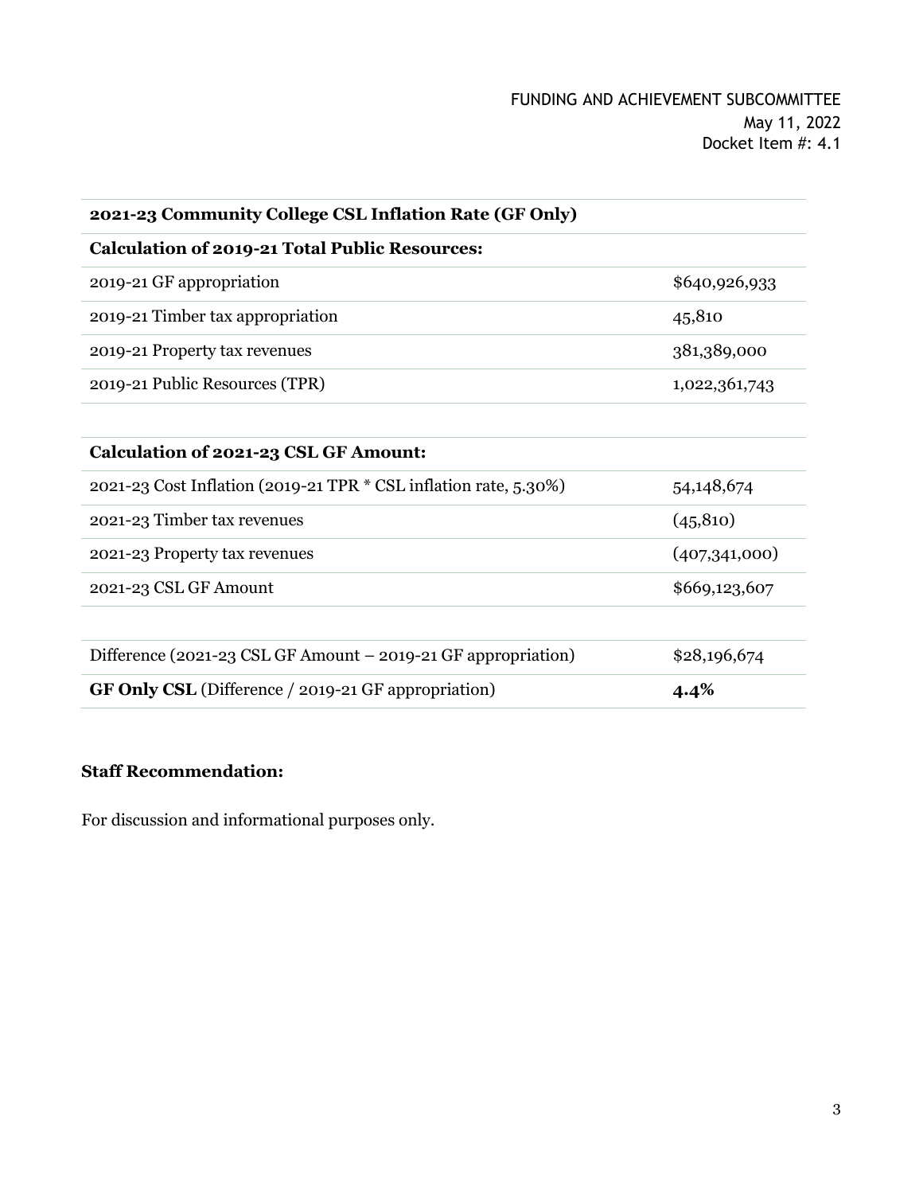| 2021-23 Community College CSL Inflation Rate (GF Only) | |
|---|---|
| **Calculation of 2019-21 Total Public Resources:** | |
| 2019-21 GF appropriation | $640,926,933 |
| 2019-21 Timber tax appropriation | 45,810 |
| 2019-21 Property tax revenues | 381,389,000 |
| 2019-21 Public Resources (TPR) | 1,022,361,743 |

| **Calculation of 2021-23 CSL GF Amount:** | |
|---|---|
| 2021-23 Cost Inflation (2019-21 TPR * CSL inflation rate, 5.30%) | 54,148,674 |
| 2021-23 Timber tax revenues | (45,810) |
| 2021-23 Property tax revenues | (407,341,000) |
| 2021-23 CSL GF Amount | $669,123,607 |

| | |
|---|---|
| Difference (2021-23 CSL GF Amount – 2019-21 GF appropriation) | $28,196,674 |
| **GF Only CSL** (Difference / 2019-21 GF appropriation) | **4.4%** |

**Staff Recommendation:**

For discussion and informational purposes only.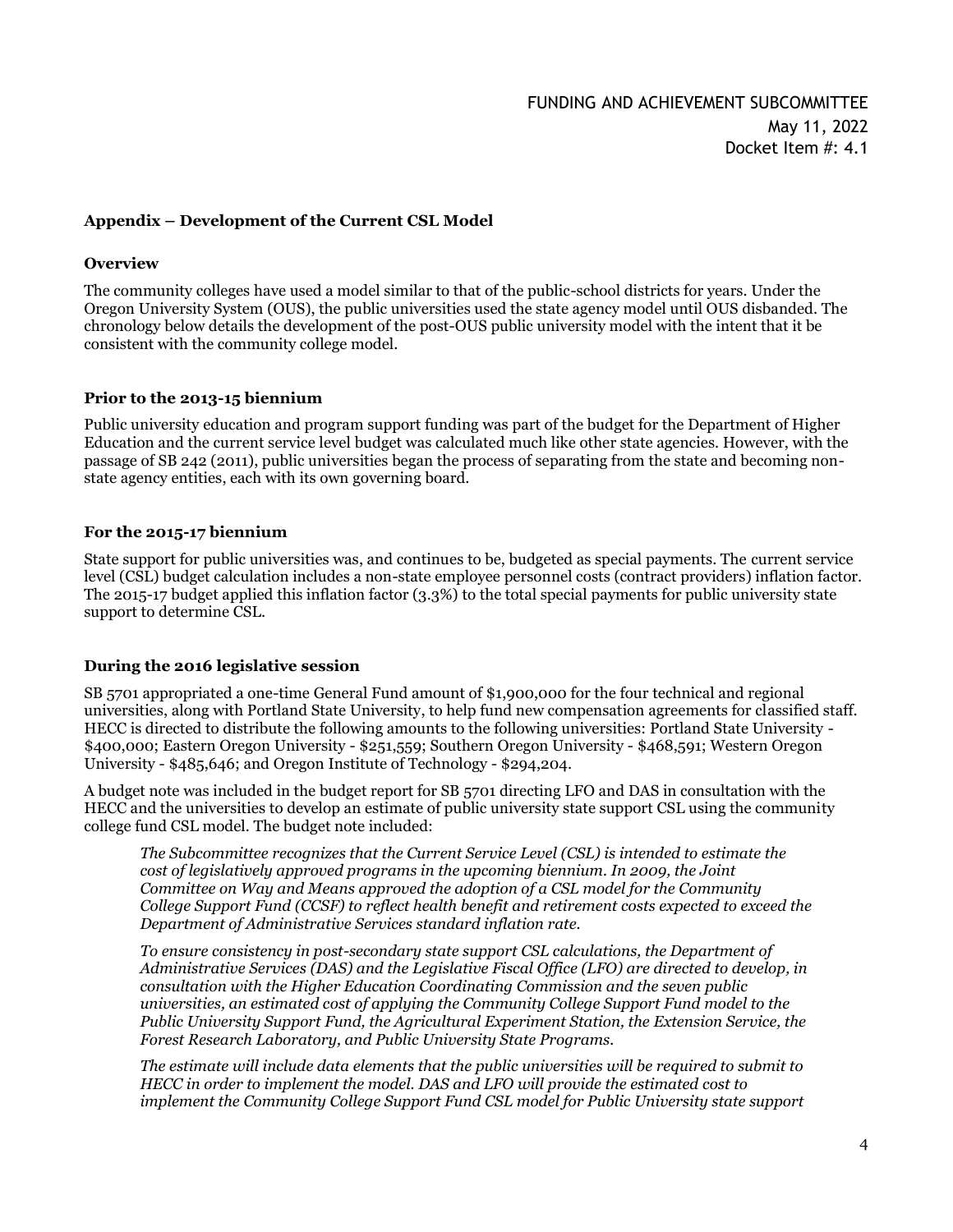FUNDING AND ACHIEVEMENT SUBCOMMITTEE
May 11, 2022
Docket Item #: 4.1

## Appendix – Development of the Current CSL Model

### Overview

The community colleges have used a model similar to that of the public-school districts for years. Under the Oregon University System (OUS), the public universities used the state agency model until OUS disbanded. The chronology below details the development of the post-OUS public university model with the intent that it be consistent with the community college model.

### Prior to the 2013-15 biennium

Public university education and program support funding was part of the budget for the Department of Higher Education and the current service level budget was calculated much like other state agencies. However, with the passage of SB 242 (2011), public universities began the process of separating from the state and becoming non-state agency entities, each with its own governing board.

### For the 2015-17 biennium

State support for public universities was, and continues to be, budgeted as special payments. The current service level (CSL) budget calculation includes a non-state employee personnel costs (contract providers) inflation factor. The 2015-17 budget applied this inflation factor (3.3%) to the total special payments for public university state support to determine CSL.

### During the 2016 legislative session

SB 5701 appropriated a one-time General Fund amount of $1,900,000 for the four technical and regional universities, along with Portland State University, to help fund new compensation agreements for classified staff. HECC is directed to distribute the following amounts to the following universities: Portland State University - $400,000; Eastern Oregon University - $251,559; Southern Oregon University - $468,591; Western Oregon University - $485,646; and Oregon Institute of Technology - $294,204.

A budget note was included in the budget report for SB 5701 directing LFO and DAS in consultation with the HECC and the universities to develop an estimate of public university state support CSL using the community college fund CSL model. The budget note included:

> *The Subcommittee recognizes that the Current Service Level (CSL) is intended to estimate the cost of legislatively approved programs in the upcoming biennium. In 2009, the Joint Committee on Way and Means approved the adoption of a CSL model for the Community College Support Fund (CCSF) to reflect health benefit and retirement costs expected to exceed the Department of Administrative Services standard inflation rate.*
>
> *To ensure consistency in post-secondary state support CSL calculations, the Department of Administrative Services (DAS) and the Legislative Fiscal Office (LFO) are directed to develop, in consultation with the Higher Education Coordinating Commission and the seven public universities, an estimated cost of applying the Community College Support Fund model to the Public University Support Fund, the Agricultural Experiment Station, the Extension Service, the Forest Research Laboratory, and Public University State Programs.*
>
> *The estimate will include data elements that the public universities will be required to submit to HECC in order to implement the model. DAS and LFO will provide the estimated cost to implement the Community College Support Fund CSL model for Public University state support*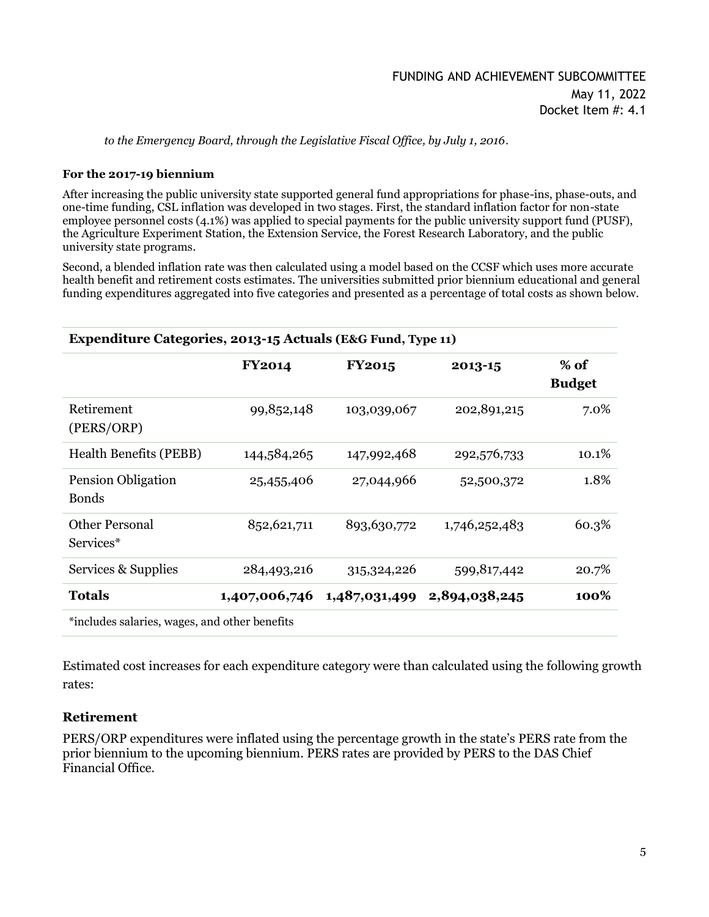*to the Emergency Board, through the Legislative Fiscal Office, by July 1, 2016.*

**For the 2017-19 biennium**

After increasing the public university state supported general fund appropriations for phase-ins, phase-outs, and one-time funding, CSL inflation was developed in two stages. First, the standard inflation factor for non-state employee personnel costs (4.1%) was applied to special payments for the public university support fund (PUSF), the Agriculture Experiment Station, the Extension Service, the Forest Research Laboratory, and the public university state programs.

Second, a blended inflation rate was then calculated using a model based on the CCSF which uses more accurate health benefit and retirement costs estimates. The universities submitted prior biennium educational and general funding expenditures aggregated into five categories and presented as a percentage of total costs as shown below.

**Expenditure Categories, 2013-15 Actuals (E&G Fund, Type 11)**

| | FY2014 | FY2015 | 2013-15 | % of Budget |
|---|---|---|---|---|
| Retirement (PERS/ORP) | 99,852,148 | 103,039,067 | 202,891,215 | 7.0% |
| Health Benefits (PEBB) | 144,584,265 | 147,992,468 | 292,576,733 | 10.1% |
| Pension Obligation Bonds | 25,455,406 | 27,044,966 | 52,500,372 | 1.8% |
| Other Personal Services* | 852,621,711 | 893,630,772 | 1,746,252,483 | 60.3% |
| Services & Supplies | 284,493,216 | 315,324,226 | 599,817,442 | 20.7% |
| **Totals** | **1,407,006,746** | **1,487,031,499** | **2,894,038,245** | **100%** |

*includes salaries, wages, and other benefits

Estimated cost increases for each expenditure category were than calculated using the following growth rates:

### Retirement

PERS/ORP expenditures were inflated using the percentage growth in the state's PERS rate from the prior biennium to the upcoming biennium. PERS rates are provided by PERS to the DAS Chief Financial Office.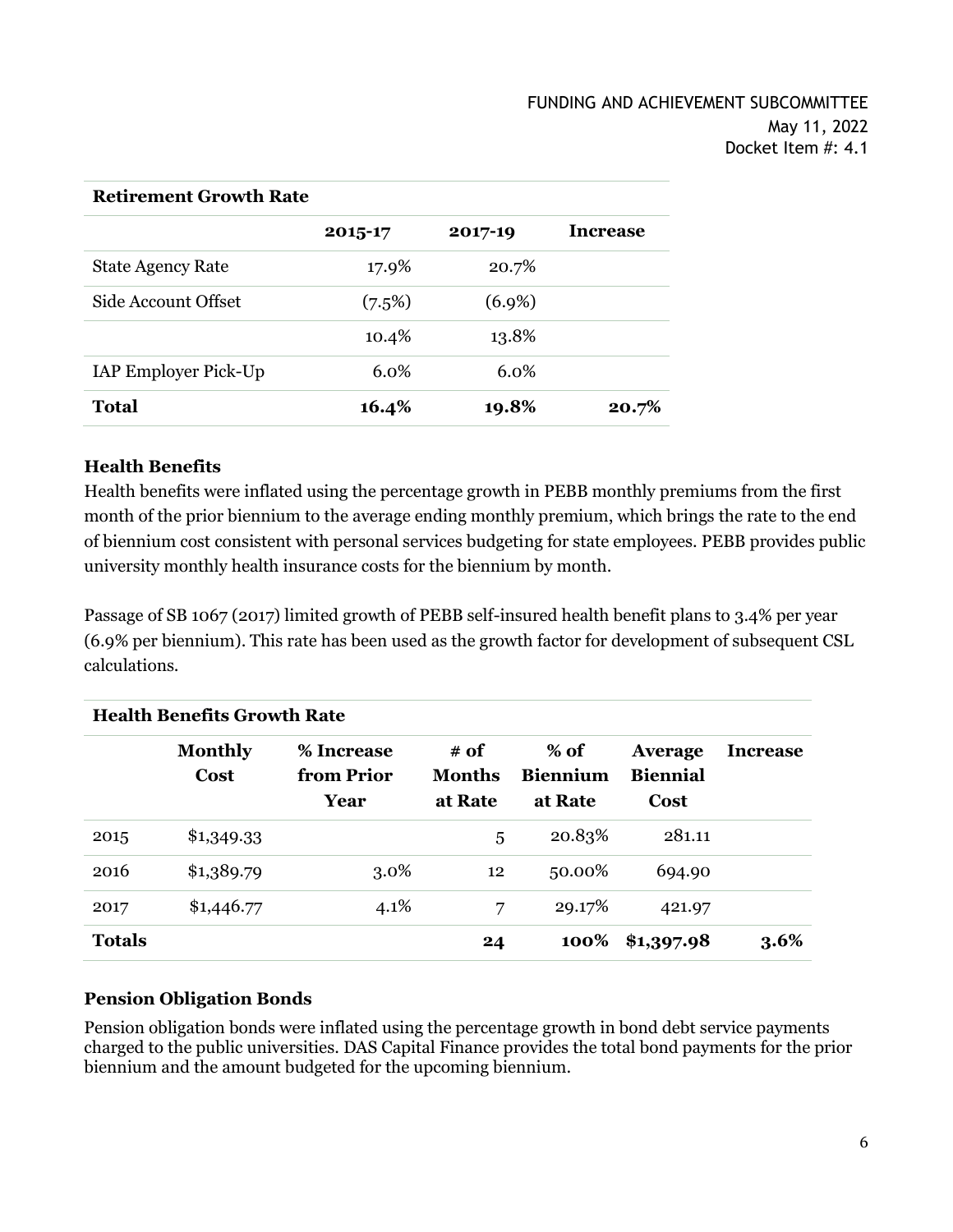| Retirement Growth Rate | | | |
|---|---|---|---|
| | **2015-17** | **2017-19** | **Increase** |
| State Agency Rate | 17.9% | 20.7% | |
| Side Account Offset | (7.5%) | (6.9%) | |
| | 10.4% | 13.8% | |
| IAP Employer Pick-Up | 6.0% | 6.0% | |
| **Total** | **16.4%** | **19.8%** | **20.7%** |

### Health Benefits

Health benefits were inflated using the percentage growth in PEBB monthly premiums from the first month of the prior biennium to the average ending monthly premium, which brings the rate to the end of biennium cost consistent with personal services budgeting for state employees. PEBB provides public university monthly health insurance costs for the biennium by month.

Passage of SB 1067 (2017) limited growth of PEBB self-insured health benefit plans to 3.4% per year (6.9% per biennium). This rate has been used as the growth factor for development of subsequent CSL calculations.

| Health Benefits Growth Rate | | | | | | |
|---|---|---|---|---|---|---|
| | **Monthly Cost** | **% Increase from Prior Year** | **# of Months at Rate** | **% of Biennium at Rate** | **Average Biennial Cost** | **Increase** |
| 2015 | $1,349.33 | | 5 | 20.83% | 281.11 | |
| 2016 | $1,389.79 | 3.0% | 12 | 50.00% | 694.90 | |
| 2017 | $1,446.77 | 4.1% | 7 | 29.17% | 421.97 | |
| **Totals** | | | **24** | **100%** | **$1,397.98** | **3.6%** |

### Pension Obligation Bonds

Pension obligation bonds were inflated using the percentage growth in bond debt service payments charged to the public universities. DAS Capital Finance provides the total bond payments for the prior biennium and the amount budgeted for the upcoming biennium.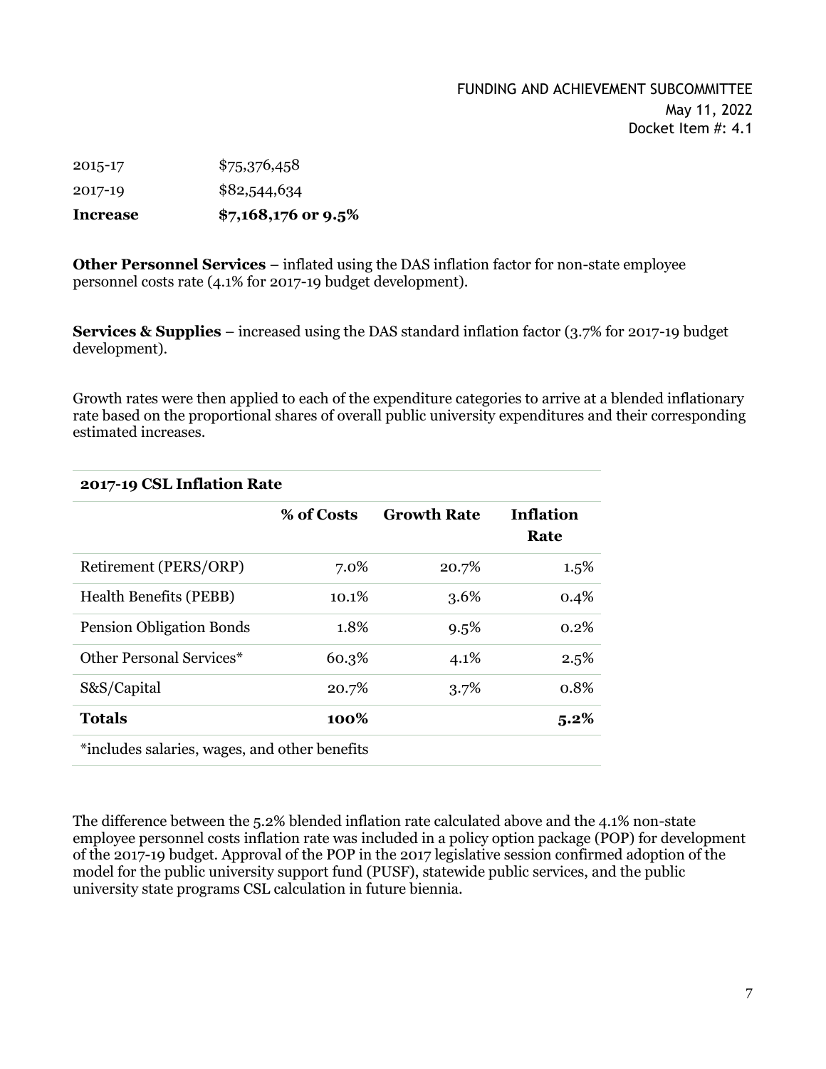| | |
|---|---|
| 2015-17 | $75,376,458 |
| 2017-19 | $82,544,634 |
| **Increase** | **$7,168,176 or 9.5%** |

**Other Personnel Services** – inflated using the DAS inflation factor for non-state employee personnel costs rate (4.1% for 2017-19 budget development).

**Services & Supplies** – increased using the DAS standard inflation factor (3.7% for 2017-19 budget development).

Growth rates were then applied to each of the expenditure categories to arrive at a blended inflationary rate based on the proportional shares of overall public university expenditures and their corresponding estimated increases.

| **2017-19 CSL Inflation Rate** | | | |
|---|---|---|---|
| | **% of Costs** | **Growth Rate** | **Inflation Rate** |
| Retirement (PERS/ORP) | 7.0% | 20.7% | 1.5% |
| Health Benefits (PEBB) | 10.1% | 3.6% | 0.4% |
| Pension Obligation Bonds | 1.8% | 9.5% | 0.2% |
| Other Personal Services* | 60.3% | 4.1% | 2.5% |
| S&S/Capital | 20.7% | 3.7% | 0.8% |
| **Totals** | **100%** | | **5.2%** |
| *includes salaries, wages, and other benefits | | | |

The difference between the 5.2% blended inflation rate calculated above and the 4.1% non-state employee personnel costs inflation rate was included in a policy option package (POP) for development of the 2017-19 budget. Approval of the POP in the 2017 legislative session confirmed adoption of the model for the public university support fund (PUSF), statewide public services, and the public university state programs CSL calculation in future biennia.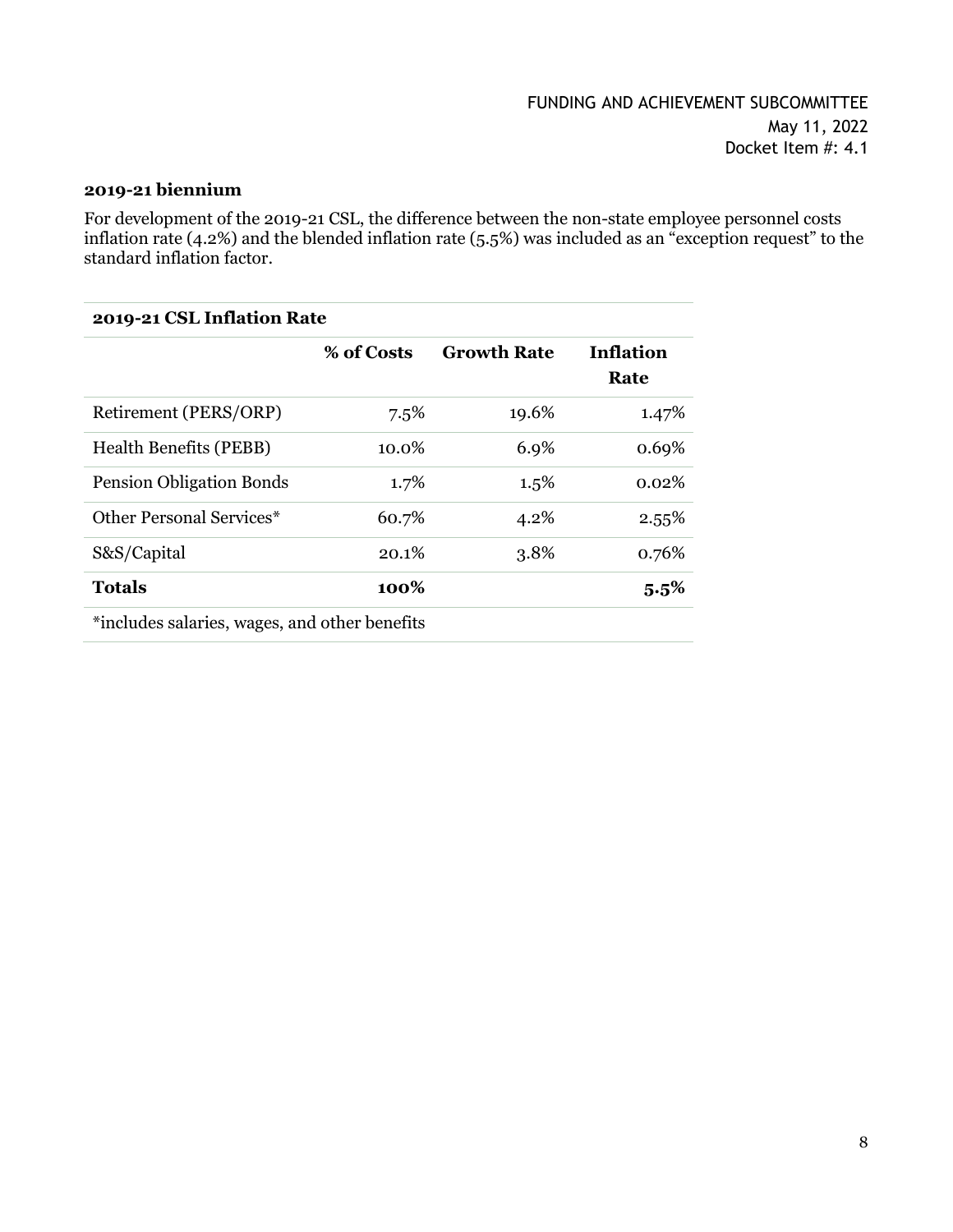### 2019-21 biennium

For development of the 2019-21 CSL, the difference between the non-state employee personnel costs inflation rate (4.2%) and the blended inflation rate (5.5%) was included as an "exception request" to the standard inflation factor.

**2019-21 CSL Inflation Rate**

| | % of Costs | Growth Rate | Inflation Rate |
|---|---|---|---|
| Retirement (PERS/ORP) | 7.5% | 19.6% | 1.47% |
| Health Benefits (PEBB) | 10.0% | 6.9% | 0.69% |
| Pension Obligation Bonds | 1.7% | 1.5% | 0.02% |
| Other Personal Services* | 60.7% | 4.2% | 2.55% |
| S&S/Capital | 20.1% | 3.8% | 0.76% |
| **Totals** | **100%** | | **5.5%** |

*includes salaries, wages, and other benefits